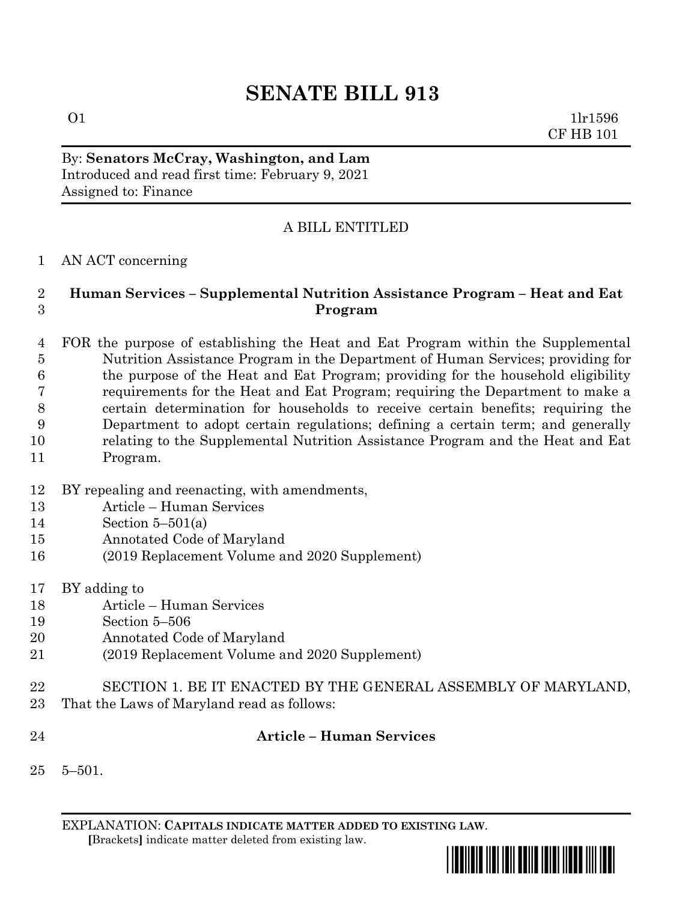# SENATE BILL 913

O1 1lr1596
CF HB 101

By: **Senators McCray, Washington, and Lam**
Introduced and read first time: February 9, 2021
Assigned to: Finance

A BILL ENTITLED

AN ACT concerning

**Human Services – Supplemental Nutrition Assistance Program – Heat and Eat Program**

FOR the purpose of establishing the Heat and Eat Program within the Supplemental Nutrition Assistance Program in the Department of Human Services; providing for the purpose of the Heat and Eat Program; providing for the household eligibility requirements for the Heat and Eat Program; requiring the Department to make a certain determination for households to receive certain benefits; requiring the Department to adopt certain regulations; defining a certain term; and generally relating to the Supplemental Nutrition Assistance Program and the Heat and Eat Program.

BY repealing and reenacting, with amendments,
Article – Human Services
Section 5–501(a)
Annotated Code of Maryland
(2019 Replacement Volume and 2020 Supplement)

BY adding to
Article – Human Services
Section 5–506
Annotated Code of Maryland
(2019 Replacement Volume and 2020 Supplement)

SECTION 1. BE IT ENACTED BY THE GENERAL ASSEMBLY OF MARYLAND, That the Laws of Maryland read as follows:

**Article – Human Services**

5–501.

EXPLANATION: **CAPITALS INDICATE MATTER ADDED TO EXISTING LAW**.
[Brackets] indicate matter deleted from existing law.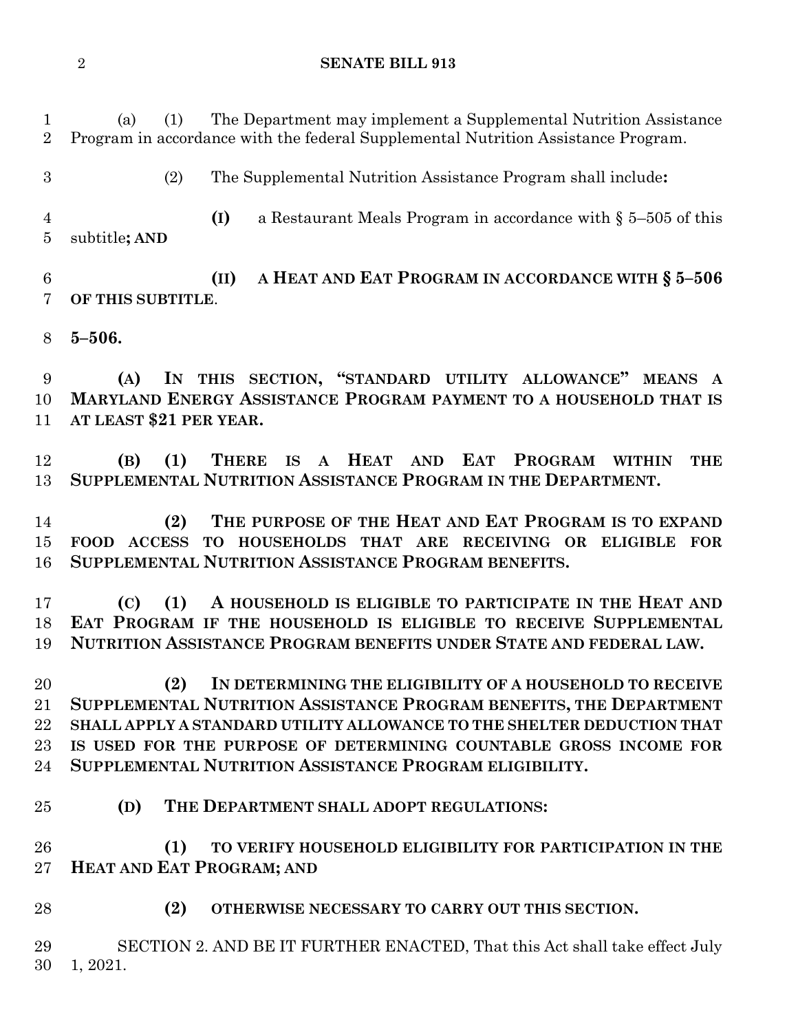(a) (1) The Department may implement a Supplemental Nutrition Assistance Program in accordance with the federal Supplemental Nutrition Assistance Program.

(2) The Supplemental Nutrition Assistance Program shall include**:**

**(I)** a Restaurant Meals Program in accordance with § 5–505 of this subtitle**; AND**

**(II) A HEAT AND EAT PROGRAM IN ACCORDANCE WITH § 5–506 OF THIS SUBTITLE**.

**5–506.**

**(A) IN THIS SECTION, "STANDARD UTILITY ALLOWANCE" MEANS A MARYLAND ENERGY ASSISTANCE PROGRAM PAYMENT TO A HOUSEHOLD THAT IS AT LEAST $21 PER YEAR.**

**(B) (1) THERE IS A HEAT AND EAT PROGRAM WITHIN THE SUPPLEMENTAL NUTRITION ASSISTANCE PROGRAM IN THE DEPARTMENT.**

**(2) THE PURPOSE OF THE HEAT AND EAT PROGRAM IS TO EXPAND FOOD ACCESS TO HOUSEHOLDS THAT ARE RECEIVING OR ELIGIBLE FOR SUPPLEMENTAL NUTRITION ASSISTANCE PROGRAM BENEFITS.**

**(C) (1) A HOUSEHOLD IS ELIGIBLE TO PARTICIPATE IN THE HEAT AND EAT PROGRAM IF THE HOUSEHOLD IS ELIGIBLE TO RECEIVE SUPPLEMENTAL NUTRITION ASSISTANCE PROGRAM BENEFITS UNDER STATE AND FEDERAL LAW.**

**(2) IN DETERMINING THE ELIGIBILITY OF A HOUSEHOLD TO RECEIVE SUPPLEMENTAL NUTRITION ASSISTANCE PROGRAM BENEFITS, THE DEPARTMENT SHALL APPLY A STANDARD UTILITY ALLOWANCE TO THE SHELTER DEDUCTION THAT IS USED FOR THE PURPOSE OF DETERMINING COUNTABLE GROSS INCOME FOR SUPPLEMENTAL NUTRITION ASSISTANCE PROGRAM ELIGIBILITY.**

**(D) THE DEPARTMENT SHALL ADOPT REGULATIONS:**

**(1) TO VERIFY HOUSEHOLD ELIGIBILITY FOR PARTICIPATION IN THE HEAT AND EAT PROGRAM; AND**

**(2) OTHERWISE NECESSARY TO CARRY OUT THIS SECTION.**

SECTION 2. AND BE IT FURTHER ENACTED, That this Act shall take effect July 1, 2021.